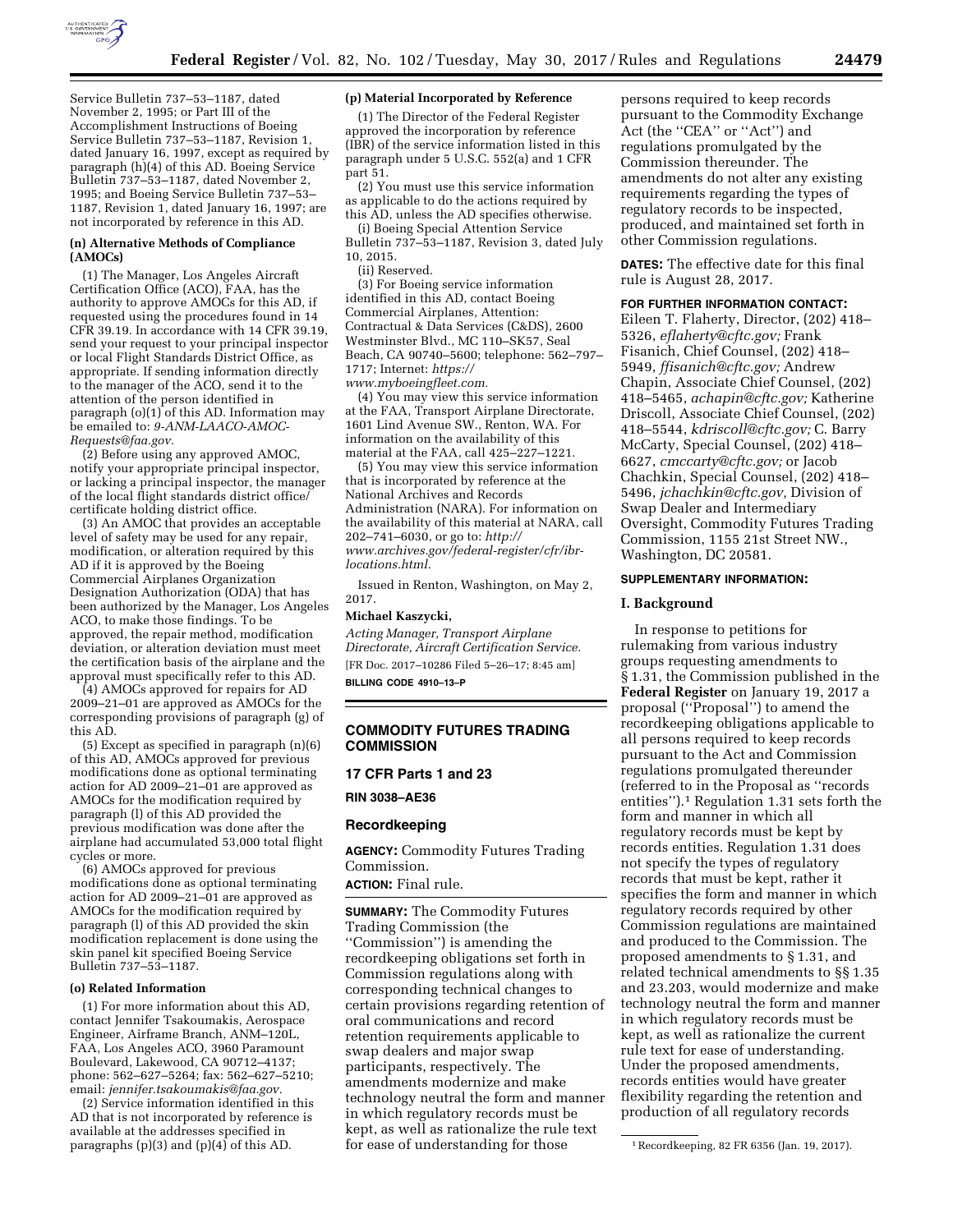Service Bulletin 737–53–1187, dated November 2, 1995; or Part III of the Accomplishment Instructions of Boeing Service Bulletin 737–53–1187, Revision 1, dated January 16, 1997, except as required by paragraph (h)(4) of this AD. Boeing Service Bulletin 737–53–1187, dated November 2, 1995; and Boeing Service Bulletin 737–53–1187, Revision 1, dated January 16, 1997; are not incorporated by reference in this AD.

**(n) Alternative Methods of Compliance (AMOCs)**

(1) The Manager, Los Angeles Aircraft Certification Office (ACO), FAA, has the authority to approve AMOCs for this AD, if requested using the procedures found in 14 CFR 39.19. In accordance with 14 CFR 39.19, send your request to your principal inspector or local Flight Standards District Office, as appropriate. If sending information directly to the manager of the ACO, send it to the attention of the person identified in paragraph (o)(1) of this AD. Information may be emailed to: *9-ANM-LAACO-AMOC-Requests@faa.gov.*

(2) Before using any approved AMOC, notify your appropriate principal inspector, or lacking a principal inspector, the manager of the local flight standards district office/certificate holding district office.

(3) An AMOC that provides an acceptable level of safety may be used for any repair, modification, or alteration required by this AD if it is approved by the Boeing Commercial Airplanes Organization Designation Authorization (ODA) that has been authorized by the Manager, Los Angeles ACO, to make those findings. To be approved, the repair method, modification deviation, or alteration deviation must meet the certification basis of the airplane and the approval must specifically refer to this AD.

(4) AMOCs approved for repairs for AD 2009–21–01 are approved as AMOCs for the corresponding provisions of paragraph (g) of this AD.

(5) Except as specified in paragraph (n)(6) of this AD, AMOCs approved for previous modifications done as optional terminating action for AD 2009–21–01 are approved as AMOCs for the modification required by paragraph (l) of this AD provided the previous modification was done after the airplane had accumulated 53,000 total flight cycles or more.

(6) AMOCs approved for previous modifications done as optional terminating action for AD 2009–21–01 are approved as AMOCs for the modification required by paragraph (l) of this AD provided the skin modification replacement is done using the skin panel kit specified Boeing Service Bulletin 737–53–1187.

**(o) Related Information**

(1) For more information about this AD, contact Jennifer Tsakoumakis, Aerospace Engineer, Airframe Branch, ANM–120L, FAA, Los Angeles ACO, 3960 Paramount Boulevard, Lakewood, CA 90712–4137; phone: 562–627–5264; fax: 562–627–5210; email: *jennifer.tsakoumakis@faa.gov.*

(2) Service information identified in this AD that is not incorporated by reference is available at the addresses specified in paragraphs (p)(3) and (p)(4) of this AD.

**(p) Material Incorporated by Reference**

(1) The Director of the Federal Register approved the incorporation by reference (IBR) of the service information listed in this paragraph under 5 U.S.C. 552(a) and 1 CFR part 51.

(2) You must use this service information as applicable to do the actions required by this AD, unless the AD specifies otherwise.

(i) Boeing Special Attention Service Bulletin 737–53–1187, Revision 3, dated July 10, 2015.

(ii) Reserved.

(3) For Boeing service information identified in this AD, contact Boeing Commercial Airplanes, Attention: Contractual & Data Services (C&DS), 2600 Westminster Blvd., MC 110–SK57, Seal Beach, CA 90740–5600; telephone: 562–797–1717; Internet: *https://www.myboeingfleet.com.*

(4) You may view this service information at the FAA, Transport Airplane Directorate, 1601 Lind Avenue SW., Renton, WA. For information on the availability of this material at the FAA, call 425–227–1221.

(5) You may view this service information that is incorporated by reference at the National Archives and Records Administration (NARA). For information on the availability of this material at NARA, call 202–741–6030, or go to: *http://www.archives.gov/federal-register/cfr/ibr-locations.html.*

Issued in Renton, Washington, on May 2, 2017.

**Michael Kaszycki,**

*Acting Manager, Transport Airplane Directorate, Aircraft Certification Service.*

[FR Doc. 2017–10286 Filed 5–26–17; 8:45 am]

**BILLING CODE 4910–13–P**

## COMMODITY FUTURES TRADING COMMISSION

### 17 CFR Parts 1 and 23

**RIN 3038–AE36**

### Recordkeeping

**AGENCY:** Commodity Futures Trading Commission.

**ACTION:** Final rule.

**SUMMARY:** The Commodity Futures Trading Commission (the ''Commission'') is amending the recordkeeping obligations set forth in Commission regulations along with corresponding technical changes to certain provisions regarding retention of oral communications and record retention requirements applicable to swap dealers and major swap participants, respectively. The amendments modernize and make technology neutral the form and manner in which regulatory records must be kept, as well as rationalize the rule text for ease of understanding for those persons required to keep records pursuant to the Commodity Exchange Act (the ''CEA'' or ''Act'') and regulations promulgated by the Commission thereunder. The amendments do not alter any existing requirements regarding the types of regulatory records to be inspected, produced, and maintained set forth in other Commission regulations.

**DATES:** The effective date for this final rule is August 28, 2017.

**FOR FURTHER INFORMATION CONTACT:** Eileen T. Flaherty, Director, (202) 418–5326, *eflaherty@cftc.gov;* Frank Fisanich, Chief Counsel, (202) 418–5949, *ffisanich@cftc.gov;* Andrew Chapin, Associate Chief Counsel, (202) 418–5465, *achapin@cftc.gov;* Katherine Driscoll, Associate Chief Counsel, (202) 418–5544, *kdriscoll@cftc.gov;* C. Barry McCarty, Special Counsel, (202) 418–6627, *cmccarty@cftc.gov;* or Jacob Chachkin, Special Counsel, (202) 418–5496, *jchachkin@cftc.gov,* Division of Swap Dealer and Intermediary Oversight, Commodity Futures Trading Commission, 1155 21st Street NW., Washington, DC 20581.

**SUPPLEMENTARY INFORMATION:**

### I. Background

In response to petitions for rulemaking from various industry groups requesting amendments to § 1.31, the Commission published in the **Federal Register** on January 19, 2017 a proposal (''Proposal'') to amend the recordkeeping obligations applicable to all persons required to keep records pursuant to the Act and Commission regulations promulgated thereunder (referred to in the Proposal as ''records entities'').[1] Regulation 1.31 sets forth the form and manner in which all regulatory records must be kept by records entities. Regulation 1.31 does not specify the types of regulatory records that must be kept, rather it specifies the form and manner in which regulatory records required by other Commission regulations are maintained and produced to the Commission. The proposed amendments to § 1.31, and related technical amendments to §§ 1.35 and 23.203, would modernize and make technology neutral the form and manner in which regulatory records must be kept, as well as rationalize the current rule text for ease of understanding. Under the proposed amendments, records entities would have greater flexibility regarding the retention and production of all regulatory records

[1] Recordkeeping, 82 FR 6356 (Jan. 19, 2017).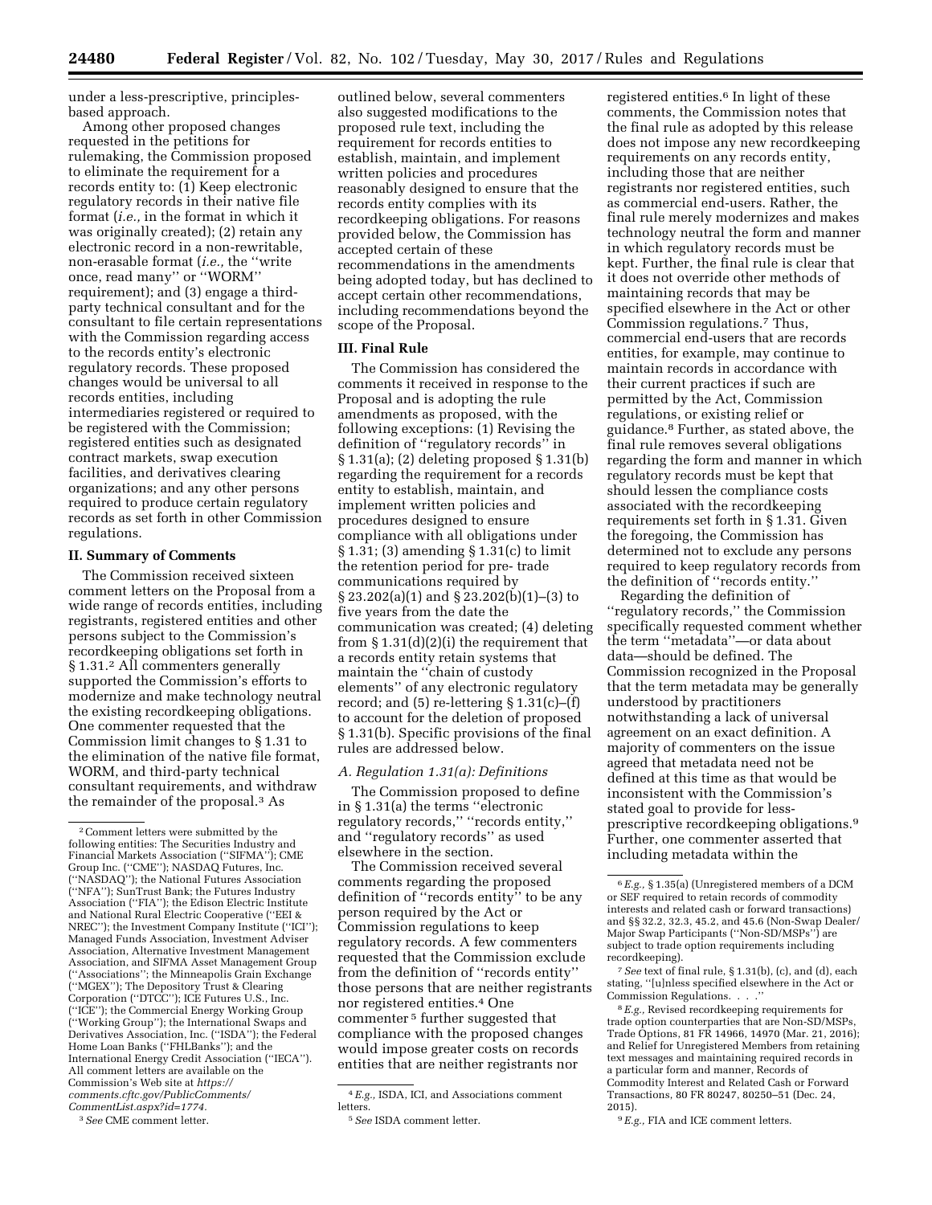under a less-prescriptive, principles-based approach.

Among other proposed changes requested in the petitions for rulemaking, the Commission proposed to eliminate the requirement for a records entity to: (1) Keep electronic regulatory records in their native file format (*i.e.,* in the format in which it was originally created); (2) retain any electronic record in a non-rewritable, non-erasable format (*i.e.,* the ''write once, read many'' or ''WORM'' requirement); and (3) engage a third-party technical consultant and for the consultant to file certain representations with the Commission regarding access to the records entity's electronic regulatory records. These proposed changes would be universal to all records entities, including intermediaries registered or required to be registered with the Commission; registered entities such as designated contract markets, swap execution facilities, and derivatives clearing organizations; and any other persons required to produce certain regulatory records as set forth in other Commission regulations.

## II. Summary of Comments

The Commission received sixteen comment letters on the Proposal from a wide range of records entities, including registrants, registered entities and other persons subject to the Commission's recordkeeping obligations set forth in § 1.31.[2] All commenters generally supported the Commission's efforts to modernize and make technology neutral the existing recordkeeping obligations. One commenter requested that the Commission limit changes to § 1.31 to the elimination of the native file format, WORM, and third-party technical consultant requirements, and withdraw the remainder of the proposal.[3] As outlined below, several commenters also suggested modifications to the proposed rule text, including the requirement for records entities to establish, maintain, and implement written policies and procedures reasonably designed to ensure that the records entity complies with its recordkeeping obligations. For reasons provided below, the Commission has accepted certain of these recommendations in the amendments being adopted today, but has declined to accept certain other recommendations, including recommendations beyond the scope of the Proposal.

## III. Final Rule

The Commission has considered the comments it received in response to the Proposal and is adopting the rule amendments as proposed, with the following exceptions: (1) Revising the definition of ''regulatory records'' in § 1.31(a); (2) deleting proposed § 1.31(b) regarding the requirement for a records entity to establish, maintain, and implement written policies and procedures designed to ensure compliance with all obligations under § 1.31; (3) amending § 1.31(c) to limit the retention period for pre- trade communications required by § 23.202(a)(1) and § 23.202(b)(1)–(3) to five years from the date the communication was created; (4) deleting from § 1.31(d)(2)(i) the requirement that a records entity retain systems that maintain the ''chain of custody elements'' of any electronic regulatory record; and (5) re-lettering § 1.31(c)–(f) to account for the deletion of proposed § 1.31(b). Specific provisions of the final rules are addressed below.

### *A. Regulation 1.31(a): Definitions*

The Commission proposed to define in § 1.31(a) the terms ''electronic regulatory records,'' ''records entity,'' and ''regulatory records'' as used elsewhere in the section.

The Commission received several comments regarding the proposed definition of ''records entity'' to be any person required by the Act or Commission regulations to keep regulatory records. A few commenters requested that the Commission exclude from the definition of ''records entity'' those persons that are neither registrants nor registered entities.[4] One commenter[5] further suggested that compliance with the proposed changes would impose greater costs on records entities that are neither registrants nor registered entities.[6] In light of these comments, the Commission notes that the final rule as adopted by this release does not impose any new recordkeeping requirements on any records entity, including those that are neither registrants nor registered entities, such as commercial end-users. Rather, the final rule merely modernizes and makes technology neutral the form and manner in which regulatory records must be kept. Further, the final rule is clear that it does not override other methods of maintaining records that may be specified elsewhere in the Act or other Commission regulations.[7] Thus, commercial end-users that are records entities, for example, may continue to maintain records in accordance with their current practices if such are permitted by the Act, Commission regulations, or existing relief or guidance.[8] Further, as stated above, the final rule removes several obligations regarding the form and manner in which regulatory records must be kept that should lessen the compliance costs associated with the recordkeeping requirements set forth in § 1.31. Given the foregoing, the Commission has determined not to exclude any persons required to keep regulatory records from the definition of ''records entity.''

Regarding the definition of ''regulatory records,'' the Commission specifically requested comment whether the term ''metadata''—or data about data—should be defined. The Commission recognized in the Proposal that the term metadata may be generally understood by practitioners notwithstanding a lack of universal agreement on an exact definition. A majority of commenters on the issue agreed that metadata need not be defined at this time as that would be inconsistent with the Commission's stated goal to provide for less-prescriptive recordkeeping obligations.[9] Further, one commenter asserted that including metadata within the

---

[2] Comment letters were submitted by the following entities: The Securities Industry and Financial Markets Association (''SIFMA''); CME Group Inc. (''CME''); NASDAQ Futures, Inc. (''NASDAQ''); the National Futures Association (''NFA''); SunTrust Bank; the Futures Industry Association (''FIA''); the Edison Electric Institute and National Rural Electric Cooperative (''EEI & NREC''); the Investment Company Institute (''ICI''); Managed Funds Association, Investment Adviser Association, Alternative Investment Management Association, and SIFMA Asset Management Group (''Associations''; the Minneapolis Grain Exchange (''MGEX''); The Depository Trust & Clearing Corporation (''DTCC''); ICE Futures U.S., Inc. (''ICE''); the Commercial Energy Working Group (''Working Group''); the International Swaps and Derivatives Association, Inc. (''ISDA''); the Federal Home Loan Banks (''FHLBanks''); and the International Energy Credit Association (''IECA''). All comment letters are available on the Commission's Web site at *https://comments.cftc.gov/PublicComments/CommentList.aspx?id=1774.*

[3] *See* CME comment letter.

[4] *E.g.,* ISDA, ICI, and Associations comment letters.

[5] *See* ISDA comment letter.

[6] *E.g.,* § 1.35(a) (Unregistered members of a DCM or SEF required to retain records of commodity interests and related cash or forward transactions) and §§ 32.2, 32.3, 45.2, and 45.6 (Non-Swap Dealer/Major Swap Participants (''Non-SD/MSPs'') are subject to trade option requirements including recordkeeping).

[7] *See* text of final rule, § 1.31(b), (c), and (d), each stating, ''[u]nless specified elsewhere in the Act or Commission Regulations. . . .''

[8] *E.g.,* Revised recordkeeping requirements for trade option counterparties that are Non-SD/MSPs, Trade Options, 81 FR 14966, 14970 (Mar. 21, 2016); and Relief for Unregistered Members from retaining text messages and maintaining required records in a particular form and manner, Records of Commodity Interest and Related Cash or Forward Transactions, 80 FR 80247, 80250–51 (Dec. 24, 2015).

[9] *E.g.,* FIA and ICE comment letters.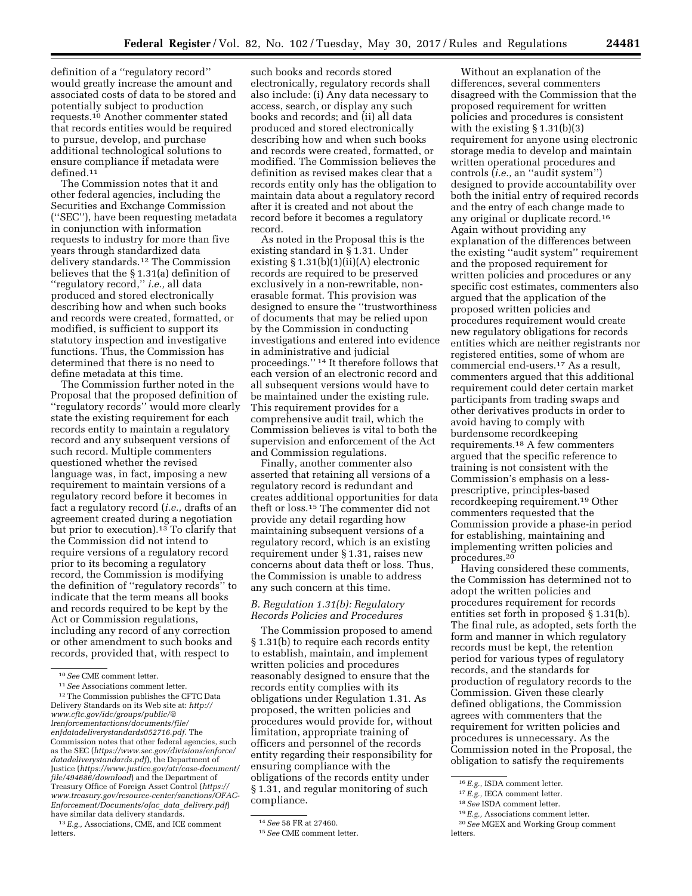definition of a "regulatory record" would greatly increase the amount and associated costs of data to be stored and potentially subject to production requests.[10] Another commenter stated that records entities would be required to pursue, develop, and purchase additional technological solutions to ensure compliance if metadata were defined.[11]

The Commission notes that it and other federal agencies, including the Securities and Exchange Commission ("SEC"), have been requesting metadata in conjunction with information requests to industry for more than five years through standardized data delivery standards.[12] The Commission believes that the § 1.31(a) definition of "regulatory record," *i.e.,* all data produced and stored electronically describing how and when such books and records were created, formatted, or modified, is sufficient to support its statutory inspection and investigative functions. Thus, the Commission has determined that there is no need to define metadata at this time.

The Commission further noted in the Proposal that the proposed definition of "regulatory records" would more clearly state the existing requirement for each records entity to maintain a regulatory record and any subsequent versions of such record. Multiple commenters questioned whether the revised language was, in fact, imposing a new requirement to maintain versions of a regulatory record before it becomes in fact a regulatory record (*i.e.,* drafts of an agreement created during a negotiation but prior to execution).[13] To clarify that the Commission did not intend to require versions of a regulatory record prior to its becoming a regulatory record, the Commission is modifying the definition of "regulatory records" to indicate that the term means all books and records required to be kept by the Act or Commission regulations, including any record of any correction or other amendment to such books and records, provided that, with respect to such books and records stored electronically, regulatory records shall also include: (i) Any data necessary to access, search, or display any such books and records; and (ii) all data produced and stored electronically describing how and when such books and records were created, formatted, or modified. The Commission believes the definition as revised makes clear that a records entity only has the obligation to maintain data about a regulatory record after it is created and not about the record before it becomes a regulatory record.

As noted in the Proposal this is the existing standard in § 1.31. Under existing § 1.31(b)(1)(ii)(A) electronic records are required to be preserved exclusively in a non-rewritable, non-erasable format. This provision was designed to ensure the "trustworthiness of documents that may be relied upon by the Commission in conducting investigations and entered into evidence in administrative and judicial proceedings."[14] It therefore follows that each version of an electronic record and all subsequent versions would have to be maintained under the existing rule. This requirement provides for a comprehensive audit trail, which the Commission believes is vital to both the supervision and enforcement of the Act and Commission regulations.

Finally, another commenter also asserted that retaining all versions of a regulatory record is redundant and creates additional opportunities for data theft or loss.[15] The commenter did not provide any detail regarding how maintaining subsequent versions of a regulatory record, which is an existing requirement under § 1.31, raises new concerns about data theft or loss. Thus, the Commission is unable to address any such concern at this time.

### *B. Regulation 1.31(b): Regulatory Records Policies and Procedures*

The Commission proposed to amend § 1.31(b) to require each records entity to establish, maintain, and implement written policies and procedures reasonably designed to ensure that the records entity complies with its obligations under Regulation 1.31. As proposed, the written policies and procedures would provide for, without limitation, appropriate training of officers and personnel of the records entity regarding their responsibility for ensuring compliance with the obligations of the records entity under § 1.31, and regular monitoring of such compliance.

Without an explanation of the differences, several commenters disagreed with the Commission that the proposed requirement for written policies and procedures is consistent with the existing § 1.31(b)(3) requirement for anyone using electronic storage media to develop and maintain written operational procedures and controls (*i.e.,* an "audit system") designed to provide accountability over both the initial entry of required records and the entry of each change made to any original or duplicate record.[16] Again without providing any explanation of the differences between the existing "audit system" requirement and the proposed requirement for written policies and procedures or any specific cost estimates, commenters also argued that the application of the proposed written policies and procedures requirement would create new regulatory obligations for records entities which are neither registrants nor registered entities, some of whom are commercial end-users.[17] As a result, commenters argued that this additional requirement could deter certain market participants from trading swaps and other derivatives products in order to avoid having to comply with burdensome recordkeeping requirements.[18] A few commenters argued that the specific reference to training is not consistent with the Commission's emphasis on a less-prescriptive, principles-based recordkeeping requirement.[19] Other commenters requested that the Commission provide a phase-in period for establishing, maintaining and implementing written policies and procedures.[20]

Having considered these comments, the Commission has determined not to adopt the written policies and procedures requirement for records entities set forth in proposed § 1.31(b). The final rule, as adopted, sets forth the form and manner in which regulatory records must be kept, the retention period for various types of regulatory records, and the standards for production of regulatory records to the Commission. Given these clearly defined obligations, the Commission agrees with commenters that the requirement for written policies and procedures is unnecessary. As the Commission noted in the Proposal, the obligation to satisfy the requirements

---

[10] *See* CME comment letter.

[11] *See* Associations comment letter.

[12] The Commission publishes the CFTC Data Delivery Standards on its Web site at: *http://www.cftc.gov/idc/groups/public/@lrenforcementactions/documents/file/enfdatadeliverystandards052716.pdf.* The Commission notes that other federal agencies, such as the SEC (*https://www.sec.gov/divisions/enforce/datadeliverystandards.pdf*), the Department of Justice (*https://www.justice.gov/atr/case-document/file/494686/download*) and the Department of Treasury Office of Foreign Asset Control (*https://www.treasury.gov/resource-center/sanctions/OFAC-Enforcement/Documents/ofac_data_delivery.pdf*) have similar data delivery standards.

[13] *E.g.,* Associations, CME, and ICE comment letters.

[14] *See* 58 FR at 27460.

[15] *See* CME comment letter.

[16] *E.g.,* ISDA comment letter.

[17] *E.g.,* IECA comment letter.

[18] *See* ISDA comment letter.

[19] *E.g.,* Associations comment letter.

[20] *See* MGEX and Working Group comment letters.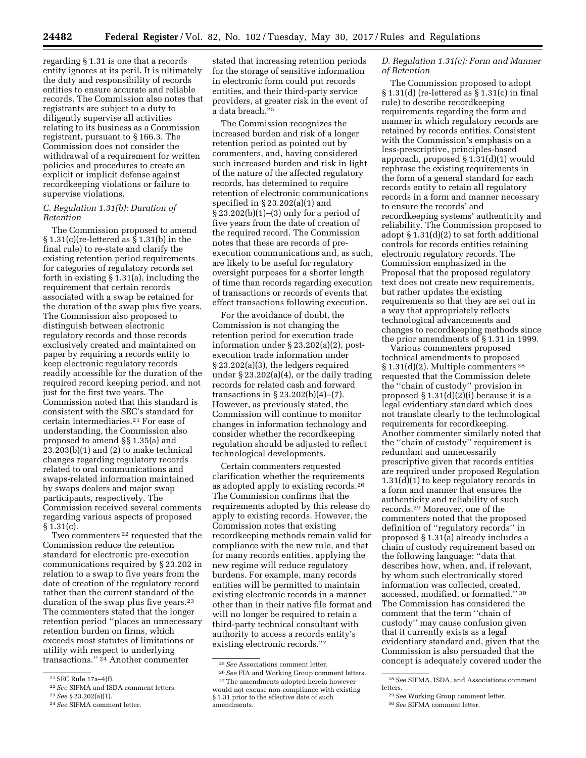regarding § 1.31 is one that a records entity ignores at its peril. It is ultimately the duty and responsibility of records entities to ensure accurate and reliable records. The Commission also notes that registrants are subject to a duty to diligently supervise all activities relating to its business as a Commission registrant, pursuant to § 166.3. The Commission does not consider the withdrawal of a requirement for written policies and procedures to create an explicit or implicit defense against recordkeeping violations or failure to supervise violations.

### C. Regulation 1.31(b): Duration of Retention

The Commission proposed to amend § 1.31(c)(re-lettered as § 1.31(b) in the final rule) to re-state and clarify the existing retention period requirements for categories of regulatory records set forth in existing § 1.31(a), including the requirement that certain records associated with a swap be retained for the duration of the swap plus five years. The Commission also proposed to distinguish between electronic regulatory records and those records exclusively created and maintained on paper by requiring a records entity to keep electronic regulatory records readily accessible for the duration of the required record keeping period, and not just for the first two years. The Commission noted that this standard is consistent with the SEC's standard for certain intermediaries.[21] For ease of understanding, the Commission also proposed to amend §§ 1.35(a) and 23.203(b)(1) and (2) to make technical changes regarding regulatory records related to oral communications and swaps-related information maintained by swaps dealers and major swap participants, respectively. The Commission received several comments regarding various aspects of proposed § 1.31(c).

Two commenters[22] requested that the Commission reduce the retention standard for electronic pre-execution communications required by § 23.202 in relation to a swap to five years from the date of creation of the regulatory record rather than the current standard of the duration of the swap plus five years.[23] The commenters stated that the longer retention period "places an unnecessary retention burden on firms, which exceeds most statutes of limitations or utility with respect to underlying transactions."[24] Another commenter stated that increasing retention periods for the storage of sensitive information in electronic form could put records entities, and their third-party service providers, at greater risk in the event of a data breach.[25]

The Commission recognizes the increased burden and risk of a longer retention period as pointed out by commenters, and, having considered such increased burden and risk in light of the nature of the affected regulatory records, has determined to require retention of electronic communications specified in § 23.202(a)(1) and § 23.202(b)(1)–(3) only for a period of five years from the date of creation of the required record. The Commission notes that these are records of pre-execution communications and, as such, are likely to be useful for regulatory oversight purposes for a shorter length of time than records regarding execution of transactions or records of events that effect transactions following execution.

For the avoidance of doubt, the Commission is not changing the retention period for execution trade information under § 23.202(a)(2), post-execution trade information under § 23.202(a)(3), the ledgers required under § 23.202(a)(4), or the daily trading records for related cash and forward transactions in § 23.202(b)(4)–(7). However, as previously stated, the Commission will continue to monitor changes in information technology and consider whether the recordkeeping regulation should be adjusted to reflect technological developments.

Certain commenters requested clarification whether the requirements as adopted apply to existing records.[26] The Commission confirms that the requirements adopted by this release do apply to existing records. However, the Commission notes that existing recordkeeping methods remain valid for compliance with the new rule, and that for many records entities, applying the new regime will reduce regulatory burdens. For example, many records entities will be permitted to maintain existing electronic records in a manner other than in their native file format and will no longer be required to retain a third-party technical consultant with authority to access a records entity's existing electronic records.[27]

### D. Regulation 1.31(c): Form and Manner of Retention

The Commission proposed to adopt § 1.31(d) (re-lettered as § 1.31(c) in final rule) to describe recordkeeping requirements regarding the form and manner in which regulatory records are retained by records entities. Consistent with the Commission's emphasis on a less-prescriptive, principles-based approach, proposed § 1.31(d)(1) would rephrase the existing requirements in the form of a general standard for each records entity to retain all regulatory records in a form and manner necessary to ensure the records' and recordkeeping systems' authenticity and reliability. The Commission proposed to adopt § 1.31(d)(2) to set forth additional controls for records entities retaining electronic regulatory records. The Commission emphasized in the Proposal that the proposed regulatory text does not create new requirements, but rather updates the existing requirements so that they are set out in a way that appropriately reflects technological advancements and changes to recordkeeping methods since the prior amendments of § 1.31 in 1999.

Various commenters proposed technical amendments to proposed § 1.31(d)(2). Multiple commenters[28] requested that the Commission delete the "chain of custody" provision in proposed § 1.31(d)(2)(i) because it is a legal evidentiary standard which does not translate clearly to the technological requirements for recordkeeping. Another commenter similarly noted that the "chain of custody" requirement is redundant and unnecessarily prescriptive given that records entities are required under proposed Regulation 1.31(d)(1) to keep regulatory records in a form and manner that ensures the authenticity and reliability of such records.[29] Moreover, one of the commenters noted that the proposed definition of "regulatory records" in proposed § 1.31(a) already includes a chain of custody requirement based on the following language: "data that describes how, when, and, if relevant, by whom such electronically stored information was collected, created, accessed, modified, or formatted."[30] The Commission has considered the comment that the term "chain of custody" may cause confusion given that it currently exists as a legal evidentiary standard and, given that the Commission is also persuaded that the concept is adequately covered under the

---

[21] SEC Rule 17a–4(f).

[22] *See* SIFMA and ISDA comment letters.

[23] *See* § 23.202(a)(1).

[24] *See* SIFMA comment letter.

[25] *See* Associations comment letter.

[26] *See* FIA and Working Group comment letters.

[27] The amendments adopted herein however would not excuse non-compliance with existing § 1.31 prior to the effective date of such amendments.

[28] *See* SIFMA, ISDA, and Associations comment letters.

[29] *See* Working Group comment letter.

[30] *See* SIFMA comment letter.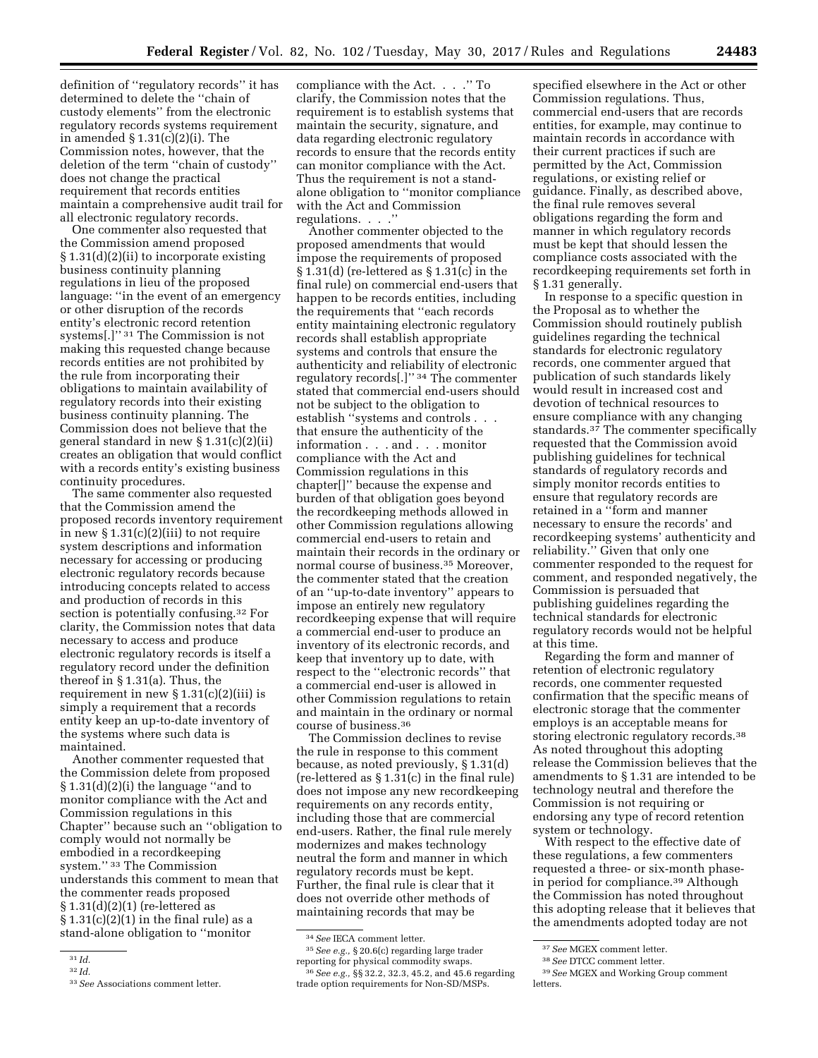definition of "regulatory records" it has determined to delete the "chain of custody elements" from the electronic regulatory records systems requirement in amended § 1.31(c)(2)(i). The Commission notes, however, that the deletion of the term "chain of custody" does not change the practical requirement that records entities maintain a comprehensive audit trail for all electronic regulatory records.

One commenter also requested that the Commission amend proposed § 1.31(d)(2)(ii) to incorporate existing business continuity planning regulations in lieu of the proposed language: "in the event of an emergency or other disruption of the records entity's electronic record retention systems[.]" [31] The Commission is not making this requested change because records entities are not prohibited by the rule from incorporating their obligations to maintain availability of regulatory records into their existing business continuity planning. The Commission does not believe that the general standard in new § 1.31(c)(2)(ii) creates an obligation that would conflict with a records entity's existing business continuity procedures.

The same commenter also requested that the Commission amend the proposed records inventory requirement in new § 1.31(c)(2)(iii) to not require system descriptions and information necessary for accessing or producing electronic regulatory records because introducing concepts related to access and production of records in this section is potentially confusing.[32] For clarity, the Commission notes that data necessary to access and produce electronic regulatory records is itself a regulatory record under the definition thereof in § 1.31(a). Thus, the requirement in new § 1.31(c)(2)(iii) is simply a requirement that a records entity keep an up-to-date inventory of the systems where such data is maintained.

Another commenter requested that the Commission delete from proposed § 1.31(d)(2)(i) the language "and to monitor compliance with the Act and Commission regulations in this Chapter" because such an "obligation to comply would not normally be embodied in a recordkeeping system." [33] The Commission understands this comment to mean that the commenter reads proposed § 1.31(d)(2)(1) (re-lettered as § 1.31(c)(2)(1) in the final rule) as a stand-alone obligation to "monitor compliance with the Act. . . ." To clarify, the Commission notes that the requirement is to establish systems that maintain the security, signature, and data regarding electronic regulatory records to ensure that the records entity can monitor compliance with the Act. Thus the requirement is not a stand-alone obligation to "monitor compliance with the Act and Commission regulations. . . ."

Another commenter objected to the proposed amendments that would impose the requirements of proposed § 1.31(d) (re-lettered as § 1.31(c) in the final rule) on commercial end-users that happen to be records entities, including the requirements that "each records entity maintaining electronic regulatory records shall establish appropriate systems and controls that ensure the authenticity and reliability of electronic regulatory records[.]" [34] The commenter stated that commercial end-users should not be subject to the obligation to establish "systems and controls . . . that ensure the authenticity of the information . . . and . . . monitor compliance with the Act and Commission regulations in this chapter[]" because the expense and burden of that obligation goes beyond the recordkeeping methods allowed in other Commission regulations allowing commercial end-users to retain and maintain their records in the ordinary or normal course of business.[35] Moreover, the commenter stated that the creation of an "up-to-date inventory" appears to impose an entirely new regulatory recordkeeping expense that will require a commercial end-user to produce an inventory of its electronic records, and keep that inventory up to date, with respect to the "electronic records" that a commercial end-user is allowed in other Commission regulations to retain and maintain in the ordinary or normal course of business.[36]

The Commission declines to revise the rule in response to this comment because, as noted previously, § 1.31(d) (re-lettered as § 1.31(c) in the final rule) does not impose any new recordkeeping requirements on any records entity, including those that are commercial end-users. Rather, the final rule merely modernizes and makes technology neutral the form and manner in which regulatory records must be kept. Further, the final rule is clear that it does not override other methods of maintaining records that may be specified elsewhere in the Act or other Commission regulations. Thus, commercial end-users that are records entities, for example, may continue to maintain records in accordance with their current practices if such are permitted by the Act, Commission regulations, or existing relief or guidance. Finally, as described above, the final rule removes several obligations regarding the form and manner in which regulatory records must be kept that should lessen the compliance costs associated with the recordkeeping requirements set forth in § 1.31 generally.

In response to a specific question in the Proposal as to whether the Commission should routinely publish guidelines regarding the technical standards for electronic regulatory records, one commenter argued that publication of such standards likely would result in increased cost and devotion of technical resources to ensure compliance with any changing standards.[37] The commenter specifically requested that the Commission avoid publishing guidelines for technical standards of regulatory records and simply monitor records entities to ensure that regulatory records are retained in a "form and manner necessary to ensure the records' and recordkeeping systems' authenticity and reliability." Given that only one commenter responded to the request for comment, and responded negatively, the Commission is persuaded that publishing guidelines regarding the technical standards for electronic regulatory records would not be helpful at this time.

Regarding the form and manner of retention of electronic regulatory records, one commenter requested confirmation that the specific means of electronic storage that the commenter employs is an acceptable means for storing electronic regulatory records.[38] As noted throughout this adopting release the Commission believes that the amendments to § 1.31 are intended to be technology neutral and therefore the Commission is not requiring or endorsing any type of record retention system or technology.

With respect to the effective date of these regulations, a few commenters requested a three- or six-month phase-in period for compliance.[39] Although the Commission has noted throughout this adopting release that it believes that the amendments adopted today are not

[31] *Id.*

[32] *Id.*

[33] *See* Associations comment letter.

[34] *See* IECA comment letter.

[35] *See e.g.,* § 20.6(c) regarding large trader reporting for physical commodity swaps.

[36] *See e.g.,* §§ 32.2, 32.3, 45.2, and 45.6 regarding trade option requirements for Non-SD/MSPs.

[37] *See* MGEX comment letter.

[38] *See* DTCC comment letter.

[39] *See* MGEX and Working Group comment letters.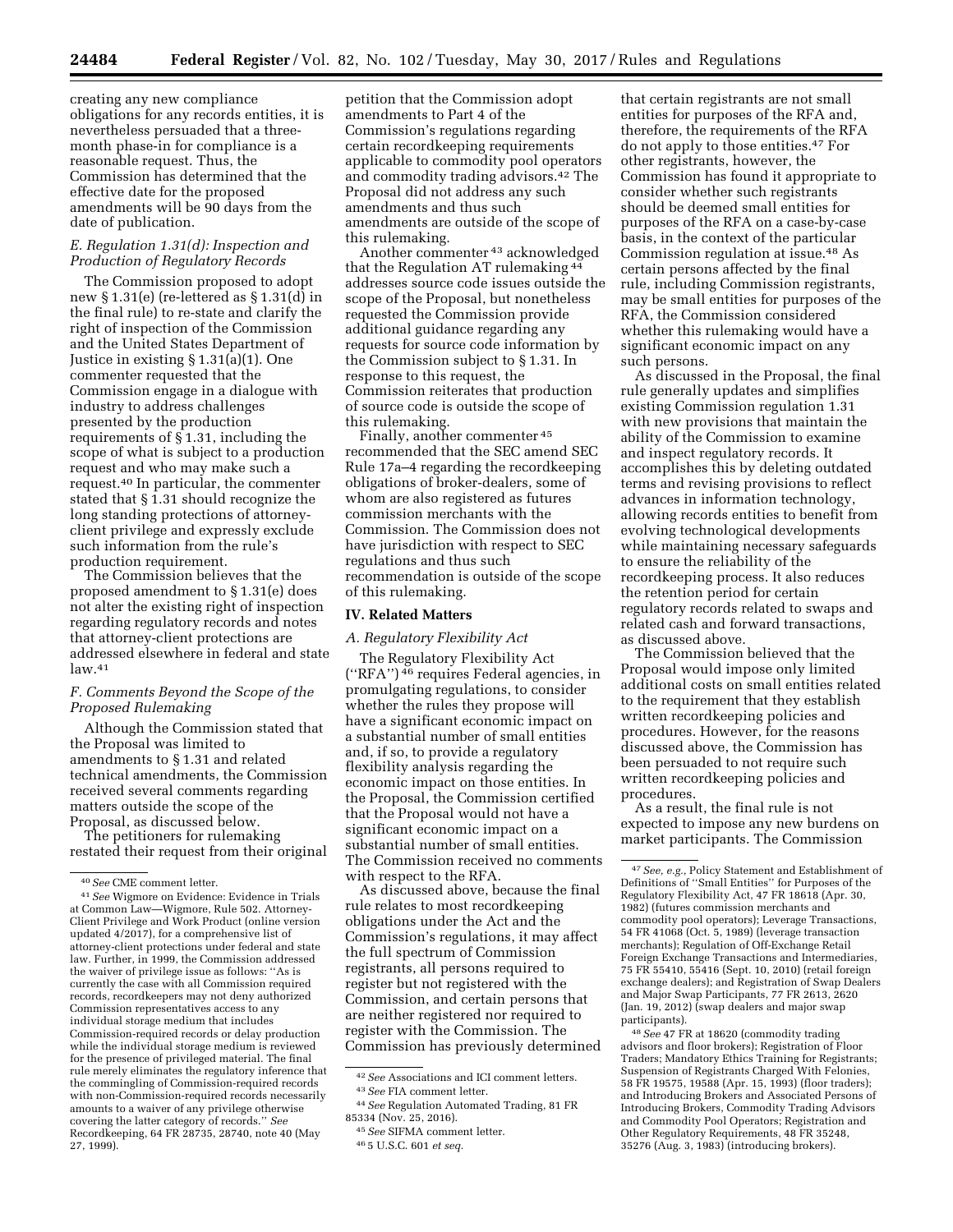creating any new compliance obligations for any records entities, it is nevertheless persuaded that a three-month phase-in for compliance is a reasonable request. Thus, the Commission has determined that the effective date for the proposed amendments will be 90 days from the date of publication.

### *E. Regulation 1.31(d): Inspection and Production of Regulatory Records*

The Commission proposed to adopt new § 1.31(e) (re-lettered as § 1.31(d) in the final rule) to re-state and clarify the right of inspection of the Commission and the United States Department of Justice in existing § 1.31(a)(1). One commenter requested that the Commission engage in a dialogue with industry to address challenges presented by the production requirements of § 1.31, including the scope of what is subject to a production request and who may make such a request.[40] In particular, the commenter stated that § 1.31 should recognize the long standing protections of attorney-client privilege and expressly exclude such information from the rule's production requirement.

The Commission believes that the proposed amendment to § 1.31(e) does not alter the existing right of inspection regarding regulatory records and notes that attorney-client protections are addressed elsewhere in federal and state law.[41]

### *F. Comments Beyond the Scope of the Proposed Rulemaking*

Although the Commission stated that the Proposal was limited to amendments to § 1.31 and related technical amendments, the Commission received several comments regarding matters outside the scope of the Proposal, as discussed below.

The petitioners for rulemaking restated their request from their original petition that the Commission adopt amendments to Part 4 of the Commission's regulations regarding certain recordkeeping requirements applicable to commodity pool operators and commodity trading advisors.[42] The Proposal did not address any such amendments and thus such amendments are outside of the scope of this rulemaking.

Another commenter[43] acknowledged that the Regulation AT rulemaking[44] addresses source code issues outside the scope of the Proposal, but nonetheless requested the Commission provide additional guidance regarding any requests for source code information by the Commission subject to § 1.31. In response to this request, the Commission reiterates that production of source code is outside the scope of this rulemaking.

Finally, another commenter[45] recommended that the SEC amend SEC Rule 17a–4 regarding the recordkeeping obligations of broker-dealers, some of whom are also registered as futures commission merchants with the Commission. The Commission does not have jurisdiction with respect to SEC regulations and thus such recommendation is outside of the scope of this rulemaking.

## IV. Related Matters

### *A. Regulatory Flexibility Act*

The Regulatory Flexibility Act ("RFA")[46] requires Federal agencies, in promulgating regulations, to consider whether the rules they propose will have a significant economic impact on a substantial number of small entities and, if so, to provide a regulatory flexibility analysis regarding the economic impact on those entities. In the Proposal, the Commission certified that the Proposal would not have a significant economic impact on a substantial number of small entities. The Commission received no comments with respect to the RFA.

As discussed above, because the final rule relates to most recordkeeping obligations under the Act and the Commission's regulations, it may affect the full spectrum of Commission registrants, all persons required to register but not registered with the Commission, and certain persons that are neither registered nor required to register with the Commission. The Commission has previously determined that certain registrants are not small entities for purposes of the RFA and, therefore, the requirements of the RFA do not apply to those entities.[47] For other registrants, however, the Commission has found it appropriate to consider whether such registrants should be deemed small entities for purposes of the RFA on a case-by-case basis, in the context of the particular Commission regulation at issue.[48] As certain persons affected by the final rule, including Commission registrants, may be small entities for purposes of the RFA, the Commission considered whether this rulemaking would have a significant economic impact on any such persons.

As discussed in the Proposal, the final rule generally updates and simplifies existing Commission regulation 1.31 with new provisions that maintain the ability of the Commission to examine and inspect regulatory records. It accomplishes this by deleting outdated terms and revising provisions to reflect advances in information technology, allowing records entities to benefit from evolving technological developments while maintaining necessary safeguards to ensure the reliability of the recordkeeping process. It also reduces the retention period for certain regulatory records related to swaps and related cash and forward transactions, as discussed above.

The Commission believed that the Proposal would impose only limited additional costs on small entities related to the requirement that they establish written recordkeeping policies and procedures. However, for the reasons discussed above, the Commission has been persuaded to not require such written recordkeeping policies and procedures.

As a result, the final rule is not expected to impose any new burdens on market participants. The Commission

---

[40] *See* CME comment letter.

[41] *See* Wigmore on Evidence: Evidence in Trials at Common Law—Wigmore, Rule 502. Attorney-Client Privilege and Work Product (online version updated 4/2017), for a comprehensive list of attorney-client protections under federal and state law. Further, in 1999, the Commission addressed the waiver of privilege issue as follows: "As is currently the case with all Commission required records, recordkeepers may not deny authorized Commission representatives access to any individual storage medium that includes Commission-required records or delay production while the individual storage medium is reviewed for the presence of privileged material. The final rule merely eliminates the regulatory inference that the commingling of Commission-required records with non-Commission-required records necessarily amounts to a waiver of any privilege otherwise covering the latter category of records." *See* Recordkeeping, 64 FR 28735, 28740, note 40 (May 27, 1999).

[42] *See* Associations and ICI comment letters.

[43] *See* FIA comment letter.

[44] *See* Regulation Automated Trading, 81 FR 85334 (Nov. 25, 2016).

[45] *See* SIFMA comment letter.

[46] 5 U.S.C. 601 *et seq.*

[47] *See, e.g.,* Policy Statement and Establishment of Definitions of "Small Entities" for Purposes of the Regulatory Flexibility Act, 47 FR 18618 (Apr. 30, 1982) (futures commission merchants and commodity pool operators); Leverage Transactions, 54 FR 41068 (Oct. 5, 1989) (leverage transaction merchants); Regulation of Off-Exchange Retail Foreign Exchange Transactions and Intermediaries, 75 FR 55410, 55416 (Sept. 10, 2010) (retail foreign exchange dealers); and Registration of Swap Dealers and Major Swap Participants, 77 FR 2613, 2620 (Jan. 19, 2012) (swap dealers and major swap participants).

[48] *See* 47 FR at 18620 (commodity trading advisors and floor brokers); Registration of Floor Traders; Mandatory Ethics Training for Registrants; Suspension of Registrants Charged With Felonies, 58 FR 19575, 19588 (Apr. 15, 1993) (floor traders); and Introducing Brokers and Associated Persons of Introducing Brokers, Commodity Trading Advisors and Commodity Pool Operators; Registration and Other Regulatory Requirements, 48 FR 35248, 35276 (Aug. 3, 1983) (introducing brokers).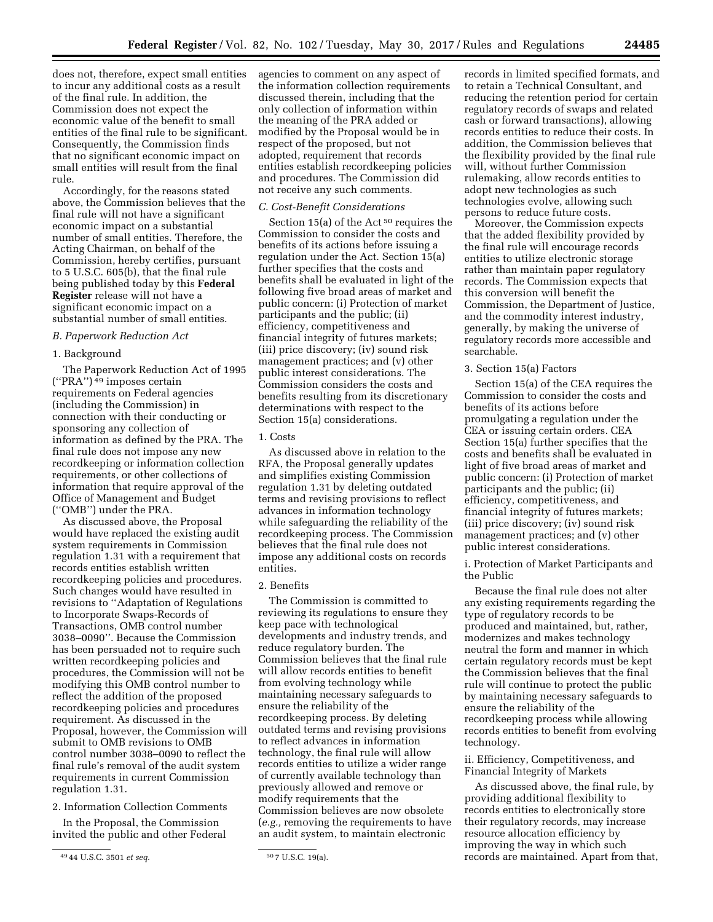does not, therefore, expect small entities to incur any additional costs as a result of the final rule. In addition, the Commission does not expect the economic value of the benefit to small entities of the final rule to be significant. Consequently, the Commission finds that no significant economic impact on small entities will result from the final rule.

Accordingly, for the reasons stated above, the Commission believes that the final rule will not have a significant economic impact on a substantial number of small entities. Therefore, the Acting Chairman, on behalf of the Commission, hereby certifies, pursuant to 5 U.S.C. 605(b), that the final rule being published today by this **Federal Register** release will not have a significant economic impact on a substantial number of small entities.

### *B. Paperwork Reduction Act*

#### 1. Background

The Paperwork Reduction Act of 1995 (''PRA'')[49] imposes certain requirements on Federal agencies (including the Commission) in connection with their conducting or sponsoring any collection of information as defined by the PRA. The final rule does not impose any new recordkeeping or information collection requirements, or other collections of information that require approval of the Office of Management and Budget (''OMB'') under the PRA.

As discussed above, the Proposal would have replaced the existing audit system requirements in Commission regulation 1.31 with a requirement that records entities establish written recordkeeping policies and procedures. Such changes would have resulted in revisions to ''Adaptation of Regulations to Incorporate Swaps-Records of Transactions, OMB control number 3038–0090''. Because the Commission has been persuaded not to require such written recordkeeping policies and procedures, the Commission will not be modifying this OMB control number to reflect the addition of the proposed recordkeeping policies and procedures requirement. As discussed in the Proposal, however, the Commission will submit to OMB revisions to OMB control number 3038–0090 to reflect the final rule's removal of the audit system requirements in current Commission regulation 1.31.

#### 2. Information Collection Comments

In the Proposal, the Commission invited the public and other Federal agencies to comment on any aspect of the information collection requirements discussed therein, including that the only collection of information within the meaning of the PRA added or modified by the Proposal would be in respect of the proposed, but not adopted, requirement that records entities establish recordkeeping policies and procedures. The Commission did not receive any such comments.

### *C. Cost-Benefit Considerations*

Section 15(a) of the Act[50] requires the Commission to consider the costs and benefits of its actions before issuing a regulation under the Act. Section 15(a) further specifies that the costs and benefits shall be evaluated in light of the following five broad areas of market and public concern: (i) Protection of market participants and the public; (ii) efficiency, competitiveness and financial integrity of futures markets; (iii) price discovery; (iv) sound risk management practices; and (v) other public interest considerations. The Commission considers the costs and benefits resulting from its discretionary determinations with respect to the Section 15(a) considerations.

#### 1. Costs

As discussed above in relation to the RFA, the Proposal generally updates and simplifies existing Commission regulation 1.31 by deleting outdated terms and revising provisions to reflect advances in information technology while safeguarding the reliability of the recordkeeping process. The Commission believes that the final rule does not impose any additional costs on records entities.

#### 2. Benefits

The Commission is committed to reviewing its regulations to ensure they keep pace with technological developments and industry trends, and reduce regulatory burden. The Commission believes that the final rule will allow records entities to benefit from evolving technology while maintaining necessary safeguards to ensure the reliability of the recordkeeping process. By deleting outdated terms and revising provisions to reflect advances in information technology, the final rule will allow records entities to utilize a wider range of currently available technology than previously allowed and remove or modify requirements that the Commission believes are now obsolete (*e.g.,* removing the requirements to have an audit system, to maintain electronic records in limited specified formats, and to retain a Technical Consultant, and reducing the retention period for certain regulatory records of swaps and related cash or forward transactions), allowing records entities to reduce their costs. In addition, the Commission believes that the flexibility provided by the final rule will, without further Commission rulemaking, allow records entities to adopt new technologies as such technologies evolve, allowing such persons to reduce future costs.

Moreover, the Commission expects that the added flexibility provided by the final rule will encourage records entities to utilize electronic storage rather than maintain paper regulatory records. The Commission expects that this conversion will benefit the Commission, the Department of Justice, and the commodity interest industry, generally, by making the universe of regulatory records more accessible and searchable.

#### 3. Section 15(a) Factors

Section 15(a) of the CEA requires the Commission to consider the costs and benefits of its actions before promulgating a regulation under the CEA or issuing certain orders. CEA Section 15(a) further specifies that the costs and benefits shall be evaluated in light of five broad areas of market and public concern: (i) Protection of market participants and the public; (ii) efficiency, competitiveness, and financial integrity of futures markets; (iii) price discovery; (iv) sound risk management practices; and (v) other public interest considerations.

##### i. Protection of Market Participants and the Public

Because the final rule does not alter any existing requirements regarding the type of regulatory records to be produced and maintained, but, rather, modernizes and makes technology neutral the form and manner in which certain regulatory records must be kept the Commission believes that the final rule will continue to protect the public by maintaining necessary safeguards to ensure the reliability of the recordkeeping process while allowing records entities to benefit from evolving technology.

##### ii. Efficiency, Competitiveness, and Financial Integrity of Markets

As discussed above, the final rule, by providing additional flexibility to records entities to electronically store their regulatory records, may increase resource allocation efficiency by improving the way in which such records are maintained. Apart from that,

---

[49] 44 U.S.C. 3501 *et seq.*

[50] 7 U.S.C. 19(a).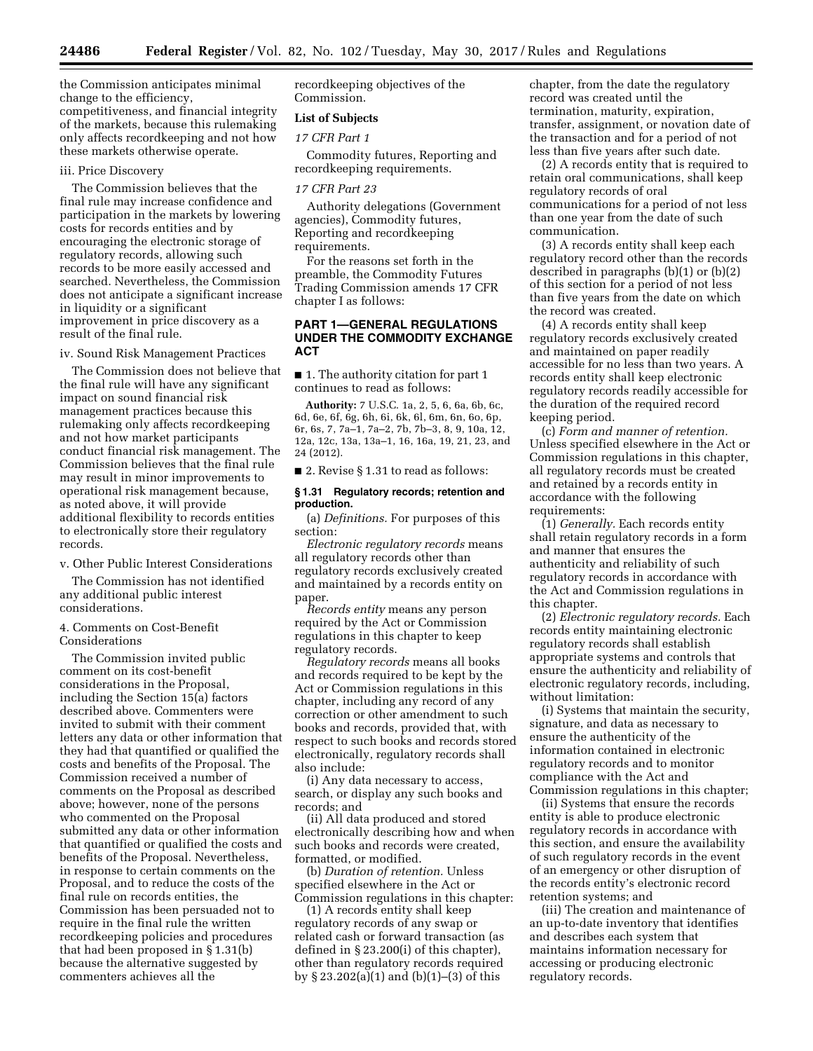the Commission anticipates minimal change to the efficiency, competitiveness, and financial integrity of the markets, because this rulemaking only affects recordkeeping and not how these markets otherwise operate.

iii. Price Discovery

The Commission believes that the final rule may increase confidence and participation in the markets by lowering costs for records entities and by encouraging the electronic storage of regulatory records, allowing such records to be more easily accessed and searched. Nevertheless, the Commission does not anticipate a significant increase in liquidity or a significant improvement in price discovery as a result of the final rule.

iv. Sound Risk Management Practices

The Commission does not believe that the final rule will have any significant impact on sound financial risk management practices because this rulemaking only affects recordkeeping and not how market participants conduct financial risk management. The Commission believes that the final rule may result in minor improvements to operational risk management because, as noted above, it will provide additional flexibility to records entities to electronically store their regulatory records.

v. Other Public Interest Considerations

The Commission has not identified any additional public interest considerations.

4. Comments on Cost-Benefit Considerations

The Commission invited public comment on its cost-benefit considerations in the Proposal, including the Section 15(a) factors described above. Commenters were invited to submit with their comment letters any data or other information that they had that quantified or qualified the costs and benefits of the Proposal. The Commission received a number of comments on the Proposal as described above; however, none of the persons who commented on the Proposal submitted any data or other information that quantified or qualified the costs and benefits of the Proposal. Nevertheless, in response to certain comments on the Proposal, and to reduce the costs of the final rule on records entities, the Commission has been persuaded not to require in the final rule the written recordkeeping policies and procedures that had been proposed in § 1.31(b) because the alternative suggested by commenters achieves all the recordkeeping objectives of the Commission.

**List of Subjects**

*17 CFR Part 1*

Commodity futures, Reporting and recordkeeping requirements.

*17 CFR Part 23*

Authority delegations (Government agencies), Commodity futures, Reporting and recordkeeping requirements.

For the reasons set forth in the preamble, the Commodity Futures Trading Commission amends 17 CFR chapter I as follows:

## PART 1—GENERAL REGULATIONS UNDER THE COMMODITY EXCHANGE ACT

■ 1. The authority citation for part 1 continues to read as follows:

**Authority:** 7 U.S.C. 1a, 2, 5, 6, 6a, 6b, 6c, 6d, 6e, 6f, 6g, 6h, 6i, 6k, 6l, 6m, 6n, 6o, 6p, 6r, 6s, 7, 7a–1, 7a–2, 7b, 7b–3, 8, 9, 10a, 12, 12a, 12c, 13a, 13a–1, 16, 16a, 19, 21, 23, and 24 (2012).

■ 2. Revise § 1.31 to read as follows:

### § 1.31 Regulatory records; retention and production.

(a) *Definitions.* For purposes of this section:

*Electronic regulatory records* means all regulatory records other than regulatory records exclusively created and maintained by a records entity on paper.

*Records entity* means any person required by the Act or Commission regulations in this chapter to keep regulatory records.

*Regulatory records* means all books and records required to be kept by the Act or Commission regulations in this chapter, including any record of any correction or other amendment to such books and records, provided that, with respect to such books and records stored electronically, regulatory records shall also include:

(i) Any data necessary to access, search, or display any such books and records; and

(ii) All data produced and stored electronically describing how and when such books and records were created, formatted, or modified.

(b) *Duration of retention.* Unless specified elsewhere in the Act or Commission regulations in this chapter:

(1) A records entity shall keep regulatory records of any swap or related cash or forward transaction (as defined in § 23.200(i) of this chapter), other than regulatory records required by § 23.202(a)(1) and (b)(1)–(3) of this chapter, from the date the regulatory record was created until the termination, maturity, expiration, transfer, assignment, or novation date of the transaction and for a period of not less than five years after such date.

(2) A records entity that is required to retain oral communications, shall keep regulatory records of oral communications for a period of not less than one year from the date of such communication.

(3) A records entity shall keep each regulatory record other than the records described in paragraphs (b)(1) or (b)(2) of this section for a period of not less than five years from the date on which the record was created.

(4) A records entity shall keep regulatory records exclusively created and maintained on paper readily accessible for no less than two years. A records entity shall keep electronic regulatory records readily accessible for the duration of the required record keeping period.

(c) *Form and manner of retention.* Unless specified elsewhere in the Act or Commission regulations in this chapter, all regulatory records must be created and retained by a records entity in accordance with the following requirements:

(1) *Generally.* Each records entity shall retain regulatory records in a form and manner that ensures the authenticity and reliability of such regulatory records in accordance with the Act and Commission regulations in this chapter.

(2) *Electronic regulatory records.* Each records entity maintaining electronic regulatory records shall establish appropriate systems and controls that ensure the authenticity and reliability of electronic regulatory records, including, without limitation:

(i) Systems that maintain the security, signature, and data as necessary to ensure the authenticity of the information contained in electronic regulatory records and to monitor compliance with the Act and Commission regulations in this chapter;

(ii) Systems that ensure the records entity is able to produce electronic regulatory records in accordance with this section, and ensure the availability of such regulatory records in the event of an emergency or other disruption of the records entity's electronic record retention systems; and

(iii) The creation and maintenance of an up-to-date inventory that identifies and describes each system that maintains information necessary for accessing or producing electronic regulatory records.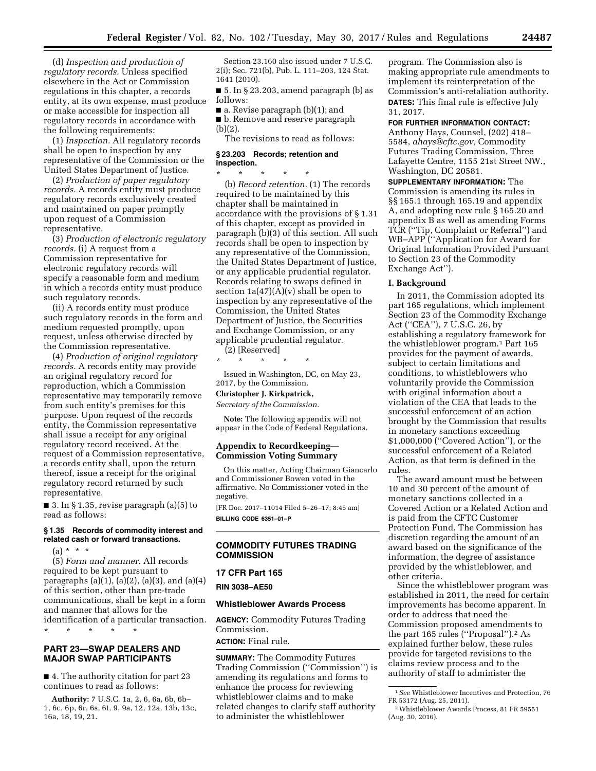(d) *Inspection and production of regulatory records.* Unless specified elsewhere in the Act or Commission regulations in this chapter, a records entity, at its own expense, must produce or make accessible for inspection all regulatory records in accordance with the following requirements:

(1) *Inspection.* All regulatory records shall be open to inspection by any representative of the Commission or the United States Department of Justice.

(2) *Production of paper regulatory records.* A records entity must produce regulatory records exclusively created and maintained on paper promptly upon request of a Commission representative.

(3) *Production of electronic regulatory records.* (i) A request from a Commission representative for electronic regulatory records will specify a reasonable form and medium in which a records entity must produce such regulatory records.

(ii) A records entity must produce such regulatory records in the form and medium requested promptly, upon request, unless otherwise directed by the Commission representative.

(4) *Production of original regulatory records.* A records entity may provide an original regulatory record for reproduction, which a Commission representative may temporarily remove from such entity's premises for this purpose. Upon request of the records entity, the Commission representative shall issue a receipt for any original regulatory record received. At the request of a Commission representative, a records entity shall, upon the return thereof, issue a receipt for the original regulatory record returned by such representative.

■ 3. In § 1.35, revise paragraph (a)(5) to read as follows:

#### § 1.35 Records of commodity interest and related cash or forward transactions.

(a) * * *

(5) *Form and manner.* All records required to be kept pursuant to paragraphs (a)(1), (a)(2), (a)(3), and (a)(4) of this section, other than pre-trade communications, shall be kept in a form and manner that allows for the identification of a particular transaction.

\* \* \* \* \*

## PART 23—SWAP DEALERS AND MAJOR SWAP PARTICIPANTS

■ 4. The authority citation for part 23 continues to read as follows:

**Authority:** 7 U.S.C. 1a, 2, 6, 6a, 6b, 6b–1, 6c, 6p, 6r, 6s, 6t, 9, 9a, 12, 12a, 13b, 13c, 16a, 18, 19, 21.

Section 23.160 also issued under 7 U.S.C. 2(i); Sec. 721(b), Pub. L. 111–203, 124 Stat. 1641 (2010).

■ 5. In § 23.203, amend paragraph (b) as follows:

■ a. Revise paragraph (b)(1); and

■ b. Remove and reserve paragraph (b)(2).

The revisions to read as follows:

#### § 23.203 Records; retention and inspection.

\* \* \* \* \*

(b) *Record retention.* (1) The records required to be maintained by this chapter shall be maintained in accordance with the provisions of § 1.31 of this chapter, except as provided in paragraph (b)(3) of this section. All such records shall be open to inspection by any representative of the Commission, the United States Department of Justice, or any applicable prudential regulator. Records relating to swaps defined in section 1a(47)(A)(v) shall be open to inspection by any representative of the Commission, the United States Department of Justice, the Securities and Exchange Commission, or any applicable prudential regulator.

(2) [Reserved]

\* \* \* \* \*

Issued in Washington, DC, on May 23, 2017, by the Commission.

**Christopher J. Kirkpatrick,**

*Secretary of the Commission.*

**Note:** The following appendix will not appear in the Code of Federal Regulations.

### Appendix to Recordkeeping—Commission Voting Summary

On this matter, Acting Chairman Giancarlo and Commissioner Bowen voted in the affirmative. No Commissioner voted in the negative.

[FR Doc. 2017–11014 Filed 5–26–17; 8:45 am]

**BILLING CODE 6351–01–P**

## COMMODITY FUTURES TRADING COMMISSION

### 17 CFR Part 165

### RIN 3038–AE50

### Whistleblower Awards Process

**AGENCY:** Commodity Futures Trading Commission.

**ACTION:** Final rule.

**SUMMARY:** The Commodity Futures Trading Commission (''Commission'') is amending its regulations and forms to enhance the process for reviewing whistleblower claims and to make related changes to clarify staff authority to administer the whistleblower program. The Commission also is making appropriate rule amendments to implement its reinterpretation of the Commission's anti-retaliation authority.

**DATES:** This final rule is effective July 31, 2017.

**FOR FURTHER INFORMATION CONTACT:** Anthony Hays, Counsel, (202) 418–5584, *ahays@cftc.gov,* Commodity Futures Trading Commission, Three Lafayette Centre, 1155 21st Street NW., Washington, DC 20581.

**SUPPLEMENTARY INFORMATION:** The Commission is amending its rules in §§ 165.1 through 165.19 and appendix A, and adopting new rule § 165.20 and appendix B as well as amending Forms TCR (''Tip, Complaint or Referral'') and WB–APP (''Application for Award for Original Information Provided Pursuant to Section 23 of the Commodity Exchange Act'').

### I. Background

In 2011, the Commission adopted its part 165 regulations, which implement Section 23 of the Commodity Exchange Act (''CEA''), 7 U.S.C. 26, by establishing a regulatory framework for the whistleblower program.[1] Part 165 provides for the payment of awards, subject to certain limitations and conditions, to whistleblowers who voluntarily provide the Commission with original information about a violation of the CEA that leads to the successful enforcement of an action brought by the Commission that results in monetary sanctions exceeding $1,000,000 (''Covered Action''), or the successful enforcement of a Related Action, as that term is defined in the rules.

The award amount must be between 10 and 30 percent of the amount of monetary sanctions collected in a Covered Action or a Related Action and is paid from the CFTC Customer Protection Fund. The Commission has discretion regarding the amount of an award based on the significance of the information, the degree of assistance provided by the whistleblower, and other criteria.

Since the whistleblower program was established in 2011, the need for certain improvements has become apparent. In order to address that need the Commission proposed amendments to the part 165 rules (''Proposal'').[2] As explained further below, these rules provide for targeted revisions to the claims review process and to the authority of staff to administer the

[1] *See* Whistleblower Incentives and Protection, 76 FR 53172 (Aug. 25, 2011).

[2] Whistleblower Awards Process, 81 FR 59551 (Aug. 30, 2016).